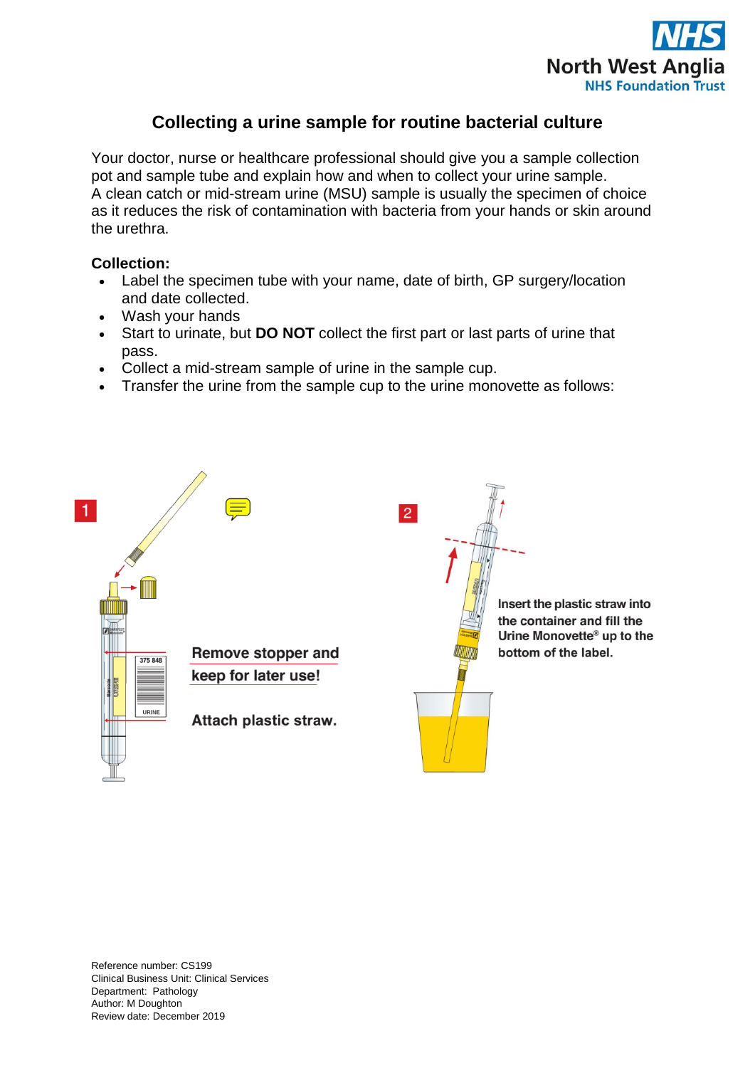## Collecting a urine sample for routine bacterial culture

Your doctor, nurse or healthcare professional should give you a sample collection pot and sample tube and explain how and when to collect your urine sample.
A clean catch or mid-stream urine (MSU) sample is usually the specimen of choice as it reduces the risk of contamination with bacteria from your hands or skin around the urethra.

**Collection:**

- Label the specimen tube with your name, date of birth, GP surgery/location and date collected.
- Wash your hands
- Start to urinate, but **DO NOT** collect the first part or last parts of urine that pass.
- Collect a mid-stream sample of urine in the sample cup.
- Transfer the urine from the sample cup to the urine monovette as follows:

1

**Remove stopper and keep for later use!**

**Attach plastic straw.**

2

**Insert the plastic straw into the container and fill the Urine Monovette® up to the bottom of the label.**

Reference number: CS199
Clinical Business Unit: Clinical Services
Department: Pathology
Author: M Doughton
Review date: December 2019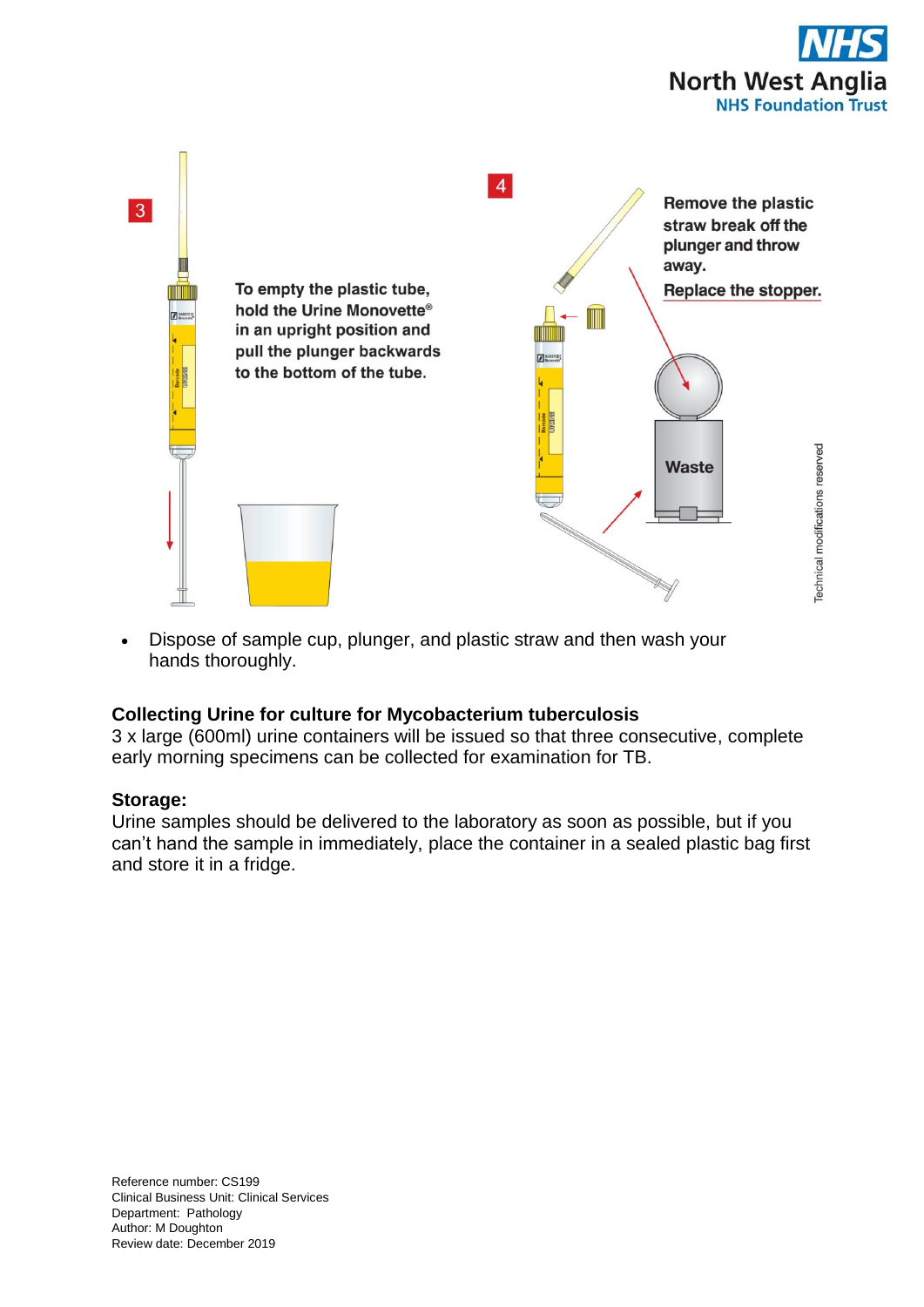3

To empty the plastic tube, hold the Urine Monovette® in an upright position and pull the plunger backwards to the bottom of the tube.

4

Remove the plastic straw break off the plunger and throw away.

Replace the stopper.

Waste

Technical modifications reserved

- Dispose of sample cup, plunger, and plastic straw and then wash your hands thoroughly.

**Collecting Urine for culture for Mycobacterium tuberculosis**

3 x large (600ml) urine containers will be issued so that three consecutive, complete early morning specimens can be collected for examination for TB.

**Storage:**

Urine samples should be delivered to the laboratory as soon as possible, but if you can't hand the sample in immediately, place the container in a sealed plastic bag first and store it in a fridge.

Reference number: CS199
Clinical Business Unit: Clinical Services
Department: Pathology
Author: M Doughton
Review date: December 2019